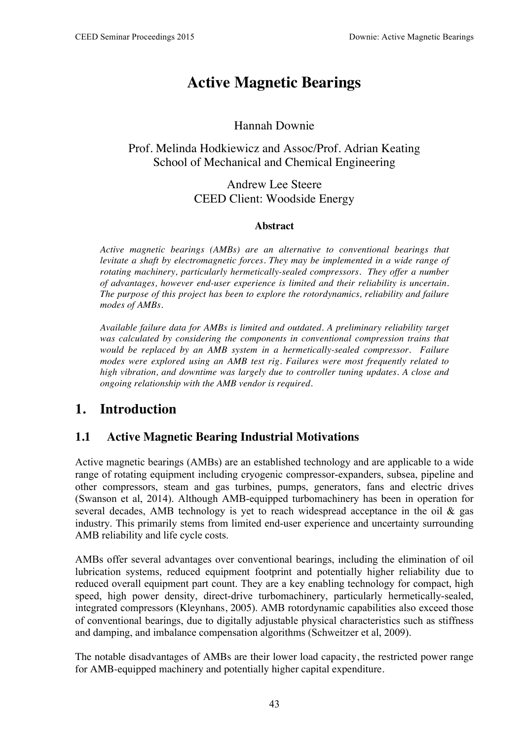# Active Magnetic Bearings

Hannah Downie

Prof. Melinda Hodkiewicz and Assoc/Prof. Adrian Keating
School of Mechanical and Chemical Engineering

Andrew Lee Steere
CEED Client: Woodside Energy

### Abstract

*Active magnetic bearings (AMBs) are an alternative to conventional bearings that levitate a shaft by electromagnetic forces. They may be implemented in a wide range of rotating machinery, particularly hermetically-sealed compressors. They offer a number of advantages, however end-user experience is limited and their reliability is uncertain. The purpose of this project has been to explore the rotordynamics, reliability and failure modes of AMBs.*

*Available failure data for AMBs is limited and outdated. A preliminary reliability target was calculated by considering the components in conventional compression trains that would be replaced by an AMB system in a hermetically-sealed compressor. Failure modes were explored using an AMB test rig. Failures were most frequently related to high vibration, and downtime was largely due to controller tuning updates. A close and ongoing relationship with the AMB vendor is required.*

## 1. Introduction

### 1.1 Active Magnetic Bearing Industrial Motivations

Active magnetic bearings (AMBs) are an established technology and are applicable to a wide range of rotating equipment including cryogenic compressor-expanders, subsea, pipeline and other compressors, steam and gas turbines, pumps, generators, fans and electric drives (Swanson et al, 2014). Although AMB-equipped turbomachinery has been in operation for several decades, AMB technology is yet to reach widespread acceptance in the oil & gas industry. This primarily stems from limited end-user experience and uncertainty surrounding AMB reliability and life cycle costs.

AMBs offer several advantages over conventional bearings, including the elimination of oil lubrication systems, reduced equipment footprint and potentially higher reliability due to reduced overall equipment part count. They are a key enabling technology for compact, high speed, high power density, direct-drive turbomachinery, particularly hermetically-sealed, integrated compressors (Kleynhans, 2005). AMB rotordynamic capabilities also exceed those of conventional bearings, due to digitally adjustable physical characteristics such as stiffness and damping, and imbalance compensation algorithms (Schweitzer et al, 2009).

The notable disadvantages of AMBs are their lower load capacity, the restricted power range for AMB-equipped machinery and potentially higher capital expenditure.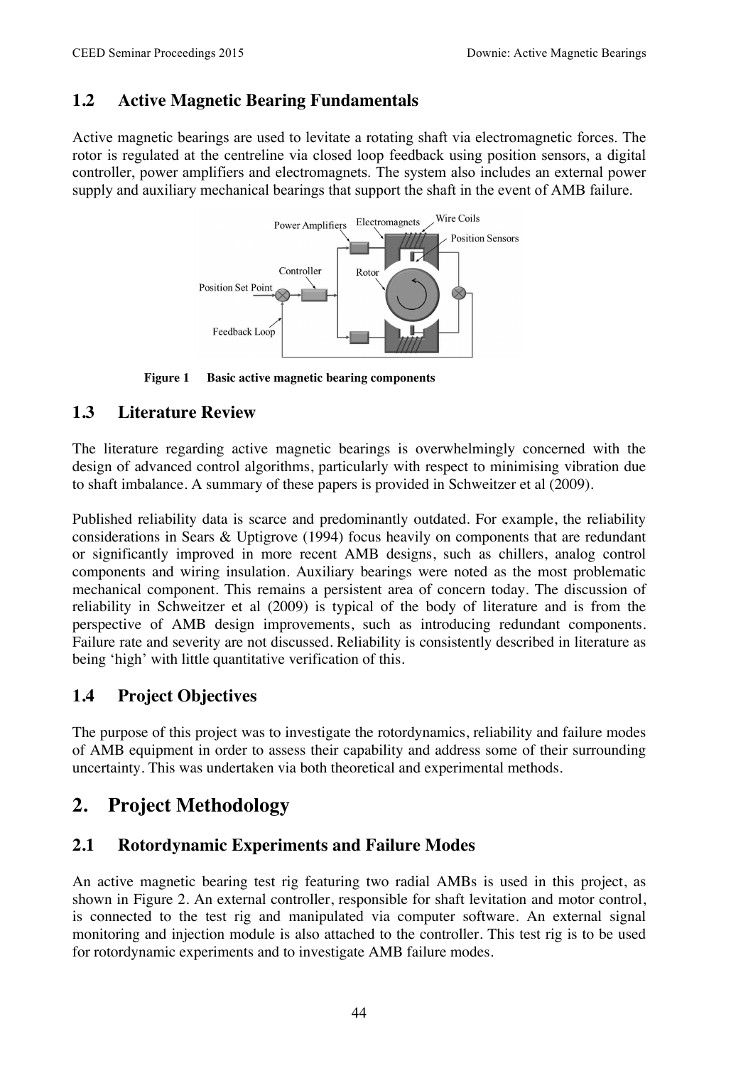## 1.2 Active Magnetic Bearing Fundamentals

Active magnetic bearings are used to levitate a rotating shaft via electromagnetic forces. The rotor is regulated at the centreline via closed loop feedback using position sensors, a digital controller, power amplifiers and electromagnets. The system also includes an external power supply and auxiliary mechanical bearings that support the shaft in the event of AMB failure.

Power Amplifiers
Electromagnets
Wire Coils
Position Sensors
Controller
Rotor
Position Set Point
Feedback Loop

**Figure 1 Basic active magnetic bearing components**

## 1.3 Literature Review

The literature regarding active magnetic bearings is overwhelmingly concerned with the design of advanced control algorithms, particularly with respect to minimising vibration due to shaft imbalance. A summary of these papers is provided in Schweitzer et al (2009).

Published reliability data is scarce and predominantly outdated. For example, the reliability considerations in Sears & Uptigrove (1994) focus heavily on components that are redundant or significantly improved in more recent AMB designs, such as chillers, analog control components and wiring insulation. Auxiliary bearings were noted as the most problematic mechanical component. This remains a persistent area of concern today. The discussion of reliability in Schweitzer et al (2009) is typical of the body of literature and is from the perspective of AMB design improvements, such as introducing redundant components. Failure rate and severity are not discussed. Reliability is consistently described in literature as being 'high' with little quantitative verification of this.

## 1.4 Project Objectives

The purpose of this project was to investigate the rotordynamics, reliability and failure modes of AMB equipment in order to assess their capability and address some of their surrounding uncertainty. This was undertaken via both theoretical and experimental methods.

# 2. Project Methodology

## 2.1 Rotordynamic Experiments and Failure Modes

An active magnetic bearing test rig featuring two radial AMBs is used in this project, as shown in Figure 2. An external controller, responsible for shaft levitation and motor control, is connected to the test rig and manipulated via computer software. An external signal monitoring and injection module is also attached to the controller. This test rig is to be used for rotordynamic experiments and to investigate AMB failure modes.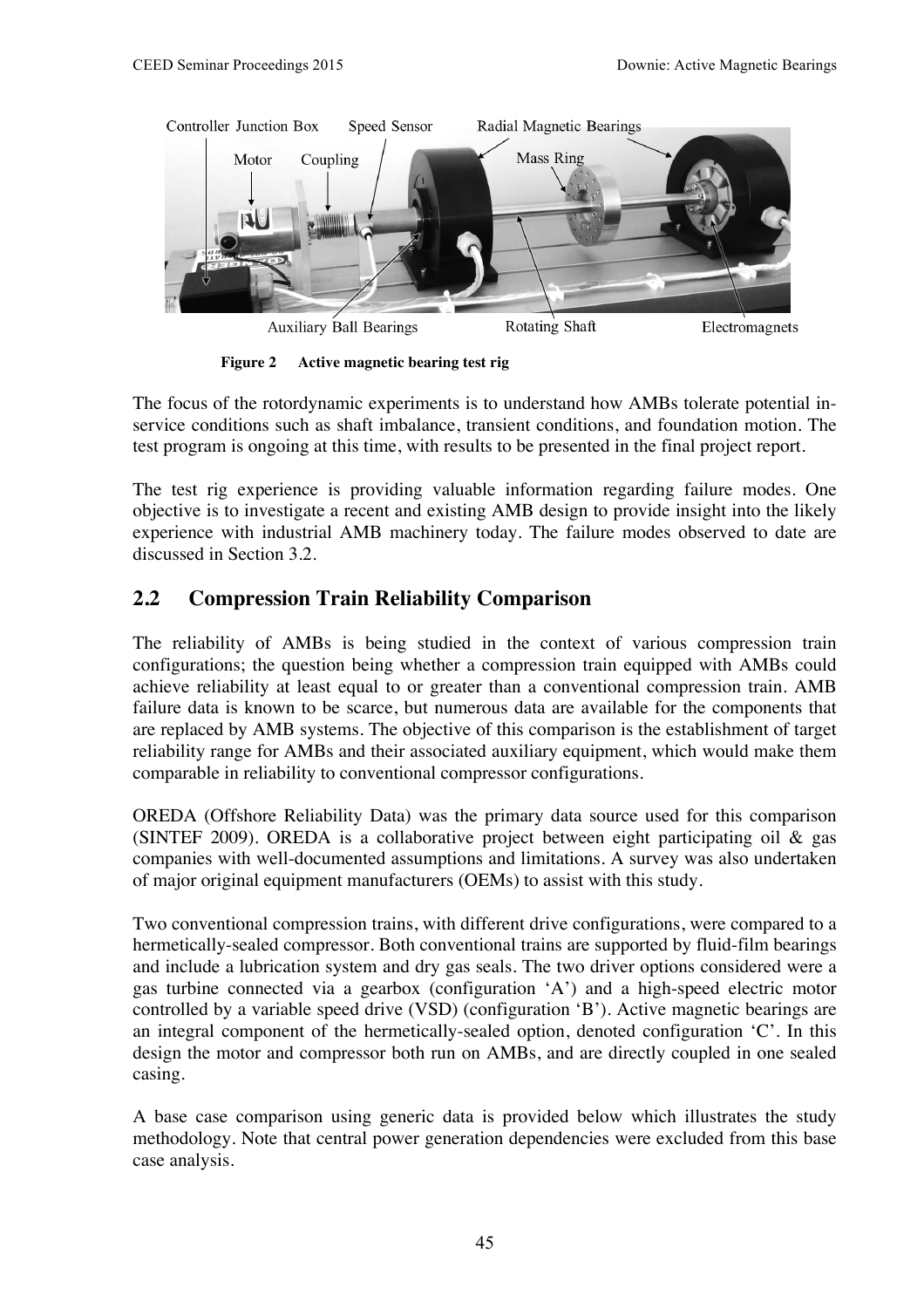Controller Junction Box

Speed Sensor

Radial Magnetic Bearings

Motor

Coupling

Mass Ring

Auxiliary Ball Bearings

Rotating Shaft

Electromagnets

**Figure 2 Active magnetic bearing test rig**

The focus of the rotordynamic experiments is to understand how AMBs tolerate potential in-service conditions such as shaft imbalance, transient conditions, and foundation motion. The test program is ongoing at this time, with results to be presented in the final project report.

The test rig experience is providing valuable information regarding failure modes. One objective is to investigate a recent and existing AMB design to provide insight into the likely experience with industrial AMB machinery today. The failure modes observed to date are discussed in Section 3.2.

## 2.2 Compression Train Reliability Comparison

The reliability of AMBs is being studied in the context of various compression train configurations; the question being whether a compression train equipped with AMBs could achieve reliability at least equal to or greater than a conventional compression train. AMB failure data is known to be scarce, but numerous data are available for the components that are replaced by AMB systems. The objective of this comparison is the establishment of target reliability range for AMBs and their associated auxiliary equipment, which would make them comparable in reliability to conventional compressor configurations.

OREDA (Offshore Reliability Data) was the primary data source used for this comparison (SINTEF 2009). OREDA is a collaborative project between eight participating oil & gas companies with well-documented assumptions and limitations. A survey was also undertaken of major original equipment manufacturers (OEMs) to assist with this study.

Two conventional compression trains, with different drive configurations, were compared to a hermetically-sealed compressor. Both conventional trains are supported by fluid-film bearings and include a lubrication system and dry gas seals. The two driver options considered were a gas turbine connected via a gearbox (configuration 'A') and a high-speed electric motor controlled by a variable speed drive (VSD) (configuration 'B'). Active magnetic bearings are an integral component of the hermetically-sealed option, denoted configuration 'C'. In this design the motor and compressor both run on AMBs, and are directly coupled in one sealed casing.

A base case comparison using generic data is provided below which illustrates the study methodology. Note that central power generation dependencies were excluded from this base case analysis.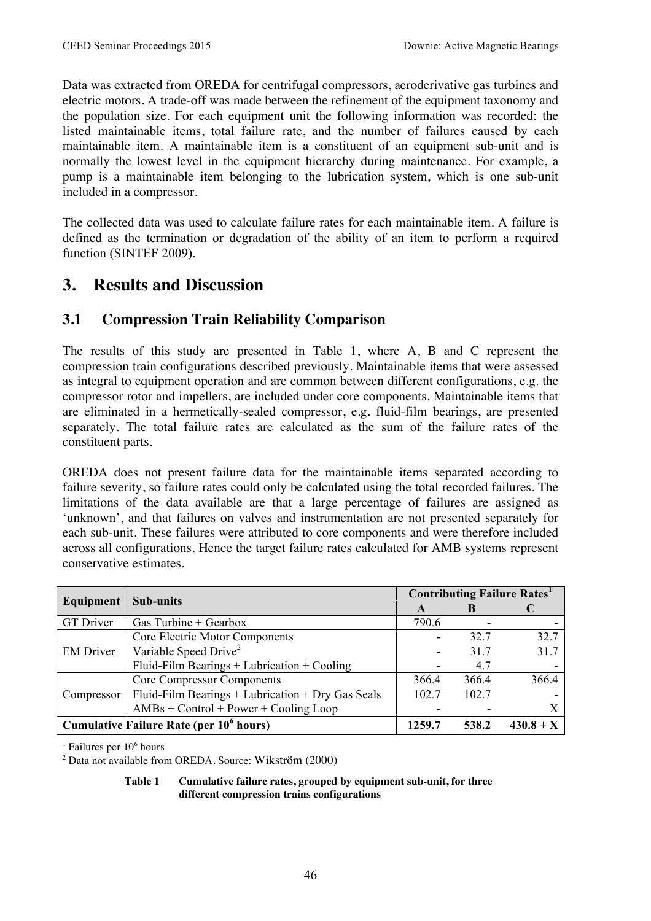Data was extracted from OREDA for centrifugal compressors, aeroderivative gas turbines and electric motors. A trade-off was made between the refinement of the equipment taxonomy and the population size. For each equipment unit the following information was recorded: the listed maintainable items, total failure rate, and the number of failures caused by each maintainable item. A maintainable item is a constituent of an equipment sub-unit and is normally the lowest level in the equipment hierarchy during maintenance. For example, a pump is a maintainable item belonging to the lubrication system, which is one sub-unit included in a compressor.

The collected data was used to calculate failure rates for each maintainable item. A failure is defined as the termination or degradation of the ability of an item to perform a required function (SINTEF 2009).

# 3. Results and Discussion

## 3.1 Compression Train Reliability Comparison

The results of this study are presented in Table 1, where A, B and C represent the compression train configurations described previously. Maintainable items that were assessed as integral to equipment operation and are common between different configurations, e.g. the compressor rotor and impellers, are included under core components. Maintainable items that are eliminated in a hermetically-sealed compressor, e.g. fluid-film bearings, are presented separately. The total failure rates are calculated as the sum of the failure rates of the constituent parts.

OREDA does not present failure data for the maintainable items separated according to failure severity, so failure rates could only be calculated using the total recorded failures. The limitations of the data available are that a large percentage of failures are assigned as 'unknown', and that failures on valves and instrumentation are not presented separately for each sub-unit. These failures were attributed to core components and were therefore included across all configurations. Hence the target failure rates calculated for AMB systems represent conservative estimates.

| Equipment | Sub-units | Contributing Failure Rates[1] | | |
|---|---|---|---|---|
| | | A | B | C |
| GT Driver | Gas Turbine + Gearbox | 790.6 | - | - |
| EM Driver | Core Electric Motor Components | - | 32.7 | 32.7 |
| | Variable Speed Drive[2] | - | 31.7 | 31.7 |
| | Fluid-Film Bearings + Lubrication + Cooling | - | 4.7 | - |
| Compressor | Core Compressor Components | 366.4 | 366.4 | 366.4 |
| | Fluid-Film Bearings + Lubrication + Dry Gas Seals | 102.7 | 102.7 | - |
| | AMBs + Control + Power + Cooling Loop | - | - | X |
| **Cumulative Failure Rate (per $10^6$ hours)** | | **1259.7** | **538.2** | **430.8 + X** |

[1] Failures per $10^6$ hours

[2] Data not available from OREDA. Source: Wikström (2000)

**Table 1 Cumulative failure rates, grouped by equipment sub-unit, for three different compression trains configurations**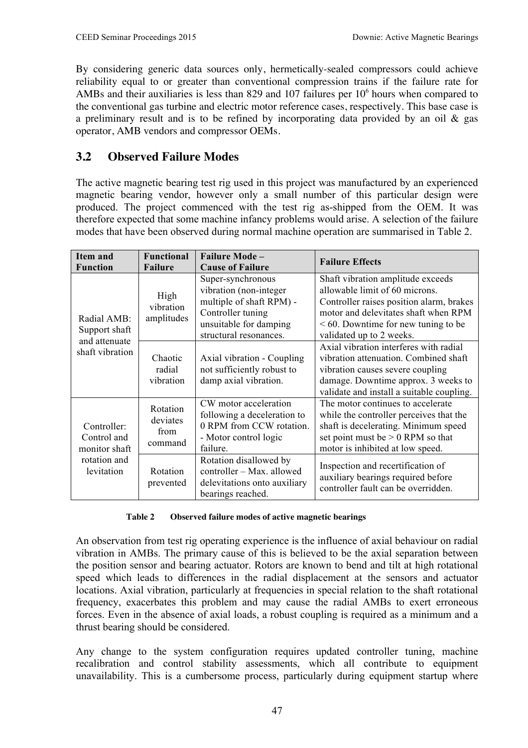By considering generic data sources only, hermetically-sealed compressors could achieve reliability equal to or greater than conventional compression trains if the failure rate for AMBs and their auxiliaries is less than 829 and 107 failures per $10^6$ hours when compared to the conventional gas turbine and electric motor reference cases, respectively. This base case is a preliminary result and is to be refined by incorporating data provided by an oil & gas operator, AMB vendors and compressor OEMs.

## 3.2 Observed Failure Modes

The active magnetic bearing test rig used in this project was manufactured by an experienced magnetic bearing vendor, however only a small number of this particular design were produced. The project commenced with the test rig as-shipped from the OEM. It was therefore expected that some machine infancy problems would arise. A selection of the failure modes that have been observed during normal machine operation are summarised in Table 2.

| Item and Function | Functional Failure | Failure Mode – Cause of Failure | Failure Effects |
|---|---|---|---|
| Radial AMB: Support shaft and attenuate shaft vibration | High vibration amplitudes | Super-synchronous vibration (non-integer multiple of shaft RPM) - Controller tuning unsuitable for damping structural resonances. | Shaft vibration amplitude exceeds allowable limit of 60 microns. Controller raises position alarm, brakes motor and delevitates shaft when RPM < 60. Downtime for new tuning to be validated up to 2 weeks. |
| | Chaotic radial vibration | Axial vibration - Coupling not sufficiently robust to damp axial vibration. | Axial vibration interferes with radial vibration attenuation. Combined shaft vibration causes severe coupling damage. Downtime approx. 3 weeks to validate and install a suitable coupling. |
| Controller: Control and monitor shaft rotation and levitation | Rotation deviates from command | CW motor acceleration following a deceleration to 0 RPM from CCW rotation. - Motor control logic failure. | The motor continues to accelerate while the controller perceives that the shaft is decelerating. Minimum speed set point must be > 0 RPM so that motor is inhibited at low speed. |
| | Rotation prevented | Rotation disallowed by controller – Max. allowed delevitations onto auxiliary bearings reached. | Inspection and recertification of auxiliary bearings required before controller fault can be overridden. |

**Table 2 Observed failure modes of active magnetic bearings**

An observation from test rig operating experience is the influence of axial behaviour on radial vibration in AMBs. The primary cause of this is believed to be the axial separation between the position sensor and bearing actuator. Rotors are known to bend and tilt at high rotational speed which leads to differences in the radial displacement at the sensors and actuator locations. Axial vibration, particularly at frequencies in special relation to the shaft rotational frequency, exacerbates this problem and may cause the radial AMBs to exert erroneous forces. Even in the absence of axial loads, a robust coupling is required as a minimum and a thrust bearing should be considered.

Any change to the system configuration requires updated controller tuning, machine recalibration and control stability assessments, which all contribute to equipment unavailability. This is a cumbersome process, particularly during equipment startup where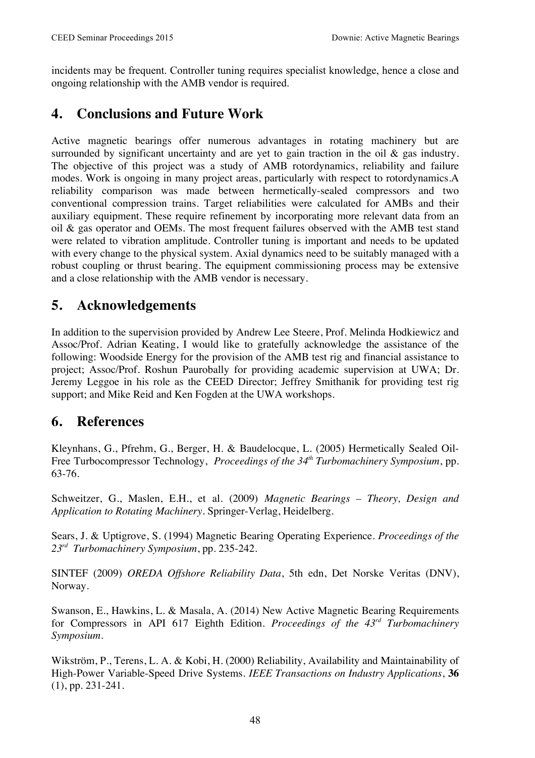incidents may be frequent. Controller tuning requires specialist knowledge, hence a close and ongoing relationship with the AMB vendor is required.

## 4. Conclusions and Future Work

Active magnetic bearings offer numerous advantages in rotating machinery but are surrounded by significant uncertainty and are yet to gain traction in the oil & gas industry. The objective of this project was a study of AMB rotordynamics, reliability and failure modes. Work is ongoing in many project areas, particularly with respect to rotordynamics.A reliability comparison was made between hermetically-sealed compressors and two conventional compression trains. Target reliabilities were calculated for AMBs and their auxiliary equipment. These require refinement by incorporating more relevant data from an oil & gas operator and OEMs. The most frequent failures observed with the AMB test stand were related to vibration amplitude. Controller tuning is important and needs to be updated with every change to the physical system. Axial dynamics need to be suitably managed with a robust coupling or thrust bearing. The equipment commissioning process may be extensive and a close relationship with the AMB vendor is necessary.

## 5. Acknowledgements

In addition to the supervision provided by Andrew Lee Steere, Prof. Melinda Hodkiewicz and Assoc/Prof. Adrian Keating, I would like to gratefully acknowledge the assistance of the following: Woodside Energy for the provision of the AMB test rig and financial assistance to project; Assoc/Prof. Roshun Paurobally for providing academic supervision at UWA; Dr. Jeremy Leggoe in his role as the CEED Director; Jeffrey Smithanik for providing test rig support; and Mike Reid and Ken Fogden at the UWA workshops.

## 6. References

Kleynhans, G., Pfrehm, G., Berger, H. & Baudelocque, L. (2005) Hermetically Sealed Oil-Free Turbocompressor Technology, *Proceedings of the 34th Turbomachinery Symposium*, pp. 63-76.

Schweitzer, G., Maslen, E.H., et al. (2009) *Magnetic Bearings – Theory, Design and Application to Rotating Machinery*. Springer-Verlag, Heidelberg.

Sears, J. & Uptigrove, S. (1994) Magnetic Bearing Operating Experience. *Proceedings of the 23rd Turbomachinery Symposium*, pp. 235-242.

SINTEF (2009) *OREDA Offshore Reliability Data*, 5th edn, Det Norske Veritas (DNV), Norway.

Swanson, E., Hawkins, L. & Masala, A. (2014) New Active Magnetic Bearing Requirements for Compressors in API 617 Eighth Edition. *Proceedings of the 43rd Turbomachinery Symposium*.

Wikström, P., Terens, L. A. & Kobi, H. (2000) Reliability, Availability and Maintainability of High-Power Variable-Speed Drive Systems. *IEEE Transactions on Industry Applications*, **36** (1), pp. 231-241.